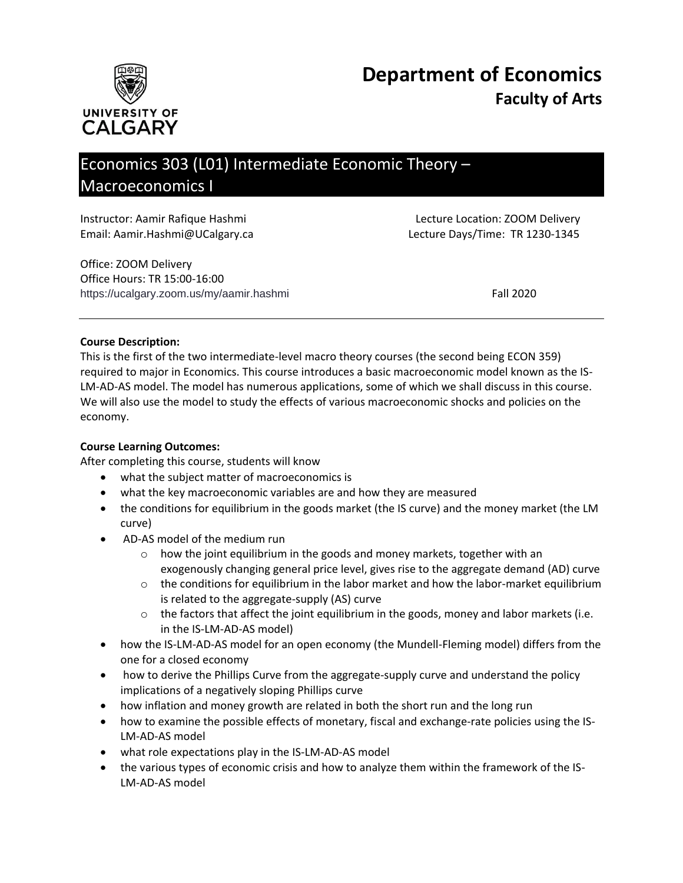# Department of Economics

## Faculty of Arts

## Economics 303 (L01) Intermediate Economic Theory – Macroeconomics I

Instructor: Aamir Rafique Hashmi
Email: Aamir.Hashmi@UCalgary.ca

Lecture Location: ZOOM Delivery
Lecture Days/Time: TR 1230-1345

Office: ZOOM Delivery
Office Hours: TR 15:00-16:00
https://ucalgary.zoom.us/my/aamir.hashmi

Fall 2020

---

**Course Description:**
This is the first of the two intermediate-level macro theory courses (the second being ECON 359) required to major in Economics. This course introduces a basic macroeconomic model known as the IS-LM-AD-AS model. The model has numerous applications, some of which we shall discuss in this course. We will also use the model to study the effects of various macroeconomic shocks and policies on the economy.

**Course Learning Outcomes:**
After completing this course, students will know

- what the subject matter of macroeconomics is
- what the key macroeconomic variables are and how they are measured
- the conditions for equilibrium in the goods market (the IS curve) and the money market (the LM curve)
- AD-AS model of the medium run
  - how the joint equilibrium in the goods and money markets, together with an exogenously changing general price level, gives rise to the aggregate demand (AD) curve
  - the conditions for equilibrium in the labor market and how the labor-market equilibrium is related to the aggregate-supply (AS) curve
  - the factors that affect the joint equilibrium in the goods, money and labor markets (i.e. in the IS-LM-AD-AS model)
- how the IS-LM-AD-AS model for an open economy (the Mundell-Fleming model) differs from the one for a closed economy
- how to derive the Phillips Curve from the aggregate-supply curve and understand the policy implications of a negatively sloping Phillips curve
- how inflation and money growth are related in both the short run and the long run
- how to examine the possible effects of monetary, fiscal and exchange-rate policies using the IS-LM-AD-AS model
- what role expectations play in the IS-LM-AD-AS model
- the various types of economic crisis and how to analyze them within the framework of the IS-LM-AD-AS model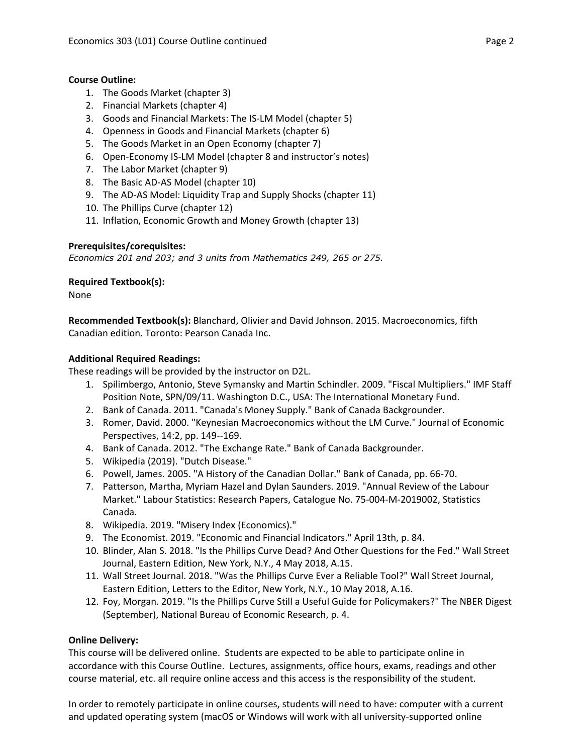**Course Outline:**

1. The Goods Market (chapter 3)
2. Financial Markets (chapter 4)
3. Goods and Financial Markets: The IS-LM Model (chapter 5)
4. Openness in Goods and Financial Markets (chapter 6)
5. The Goods Market in an Open Economy (chapter 7)
6. Open-Economy IS-LM Model (chapter 8 and instructor's notes)
7. The Labor Market (chapter 9)
8. The Basic AD-AS Model (chapter 10)
9. The AD-AS Model: Liquidity Trap and Supply Shocks (chapter 11)
10. The Phillips Curve (chapter 12)
11. Inflation, Economic Growth and Money Growth (chapter 13)

**Prerequisites/corequisites:**

*Economics 201 and 203; and 3 units from Mathematics 249, 265 or 275.*

**Required Textbook(s):**

None

**Recommended Textbook(s):** Blanchard, Olivier and David Johnson. 2015. Macroeconomics, fifth Canadian edition. Toronto: Pearson Canada Inc.

**Additional Required Readings:**

These readings will be provided by the instructor on D2L.

1. Spilimbergo, Antonio, Steve Symansky and Martin Schindler. 2009. "Fiscal Multipliers." IMF Staff Position Note, SPN/09/11. Washington D.C., USA: The International Monetary Fund.
2. Bank of Canada. 2011. "Canada's Money Supply." Bank of Canada Backgrounder.
3. Romer, David. 2000. "Keynesian Macroeconomics without the LM Curve." Journal of Economic Perspectives, 14:2, pp. 149--169.
4. Bank of Canada. 2012. "The Exchange Rate." Bank of Canada Backgrounder.
5. Wikipedia (2019). "Dutch Disease."
6. Powell, James. 2005. "A History of the Canadian Dollar." Bank of Canada, pp. 66-70.
7. Patterson, Martha, Myriam Hazel and Dylan Saunders. 2019. "Annual Review of the Labour Market." Labour Statistics: Research Papers, Catalogue No. 75-004-M-2019002, Statistics Canada.
8. Wikipedia. 2019. "Misery Index (Economics)."
9. The Economist. 2019. "Economic and Financial Indicators." April 13th, p. 84.
10. Blinder, Alan S. 2018. "Is the Phillips Curve Dead? And Other Questions for the Fed." Wall Street Journal, Eastern Edition, New York, N.Y., 4 May 2018, A.15.
11. Wall Street Journal. 2018. "Was the Phillips Curve Ever a Reliable Tool?" Wall Street Journal, Eastern Edition, Letters to the Editor, New York, N.Y., 10 May 2018, A.16.
12. Foy, Morgan. 2019. "Is the Phillips Curve Still a Useful Guide for Policymakers?" The NBER Digest (September), National Bureau of Economic Research, p. 4.

**Online Delivery:**

This course will be delivered online. Students are expected to be able to participate online in accordance with this Course Outline. Lectures, assignments, office hours, exams, readings and other course material, etc. all require online access and this access is the responsibility of the student.

In order to remotely participate in online courses, students will need to have: computer with a current and updated operating system (macOS or Windows will work with all university-supported online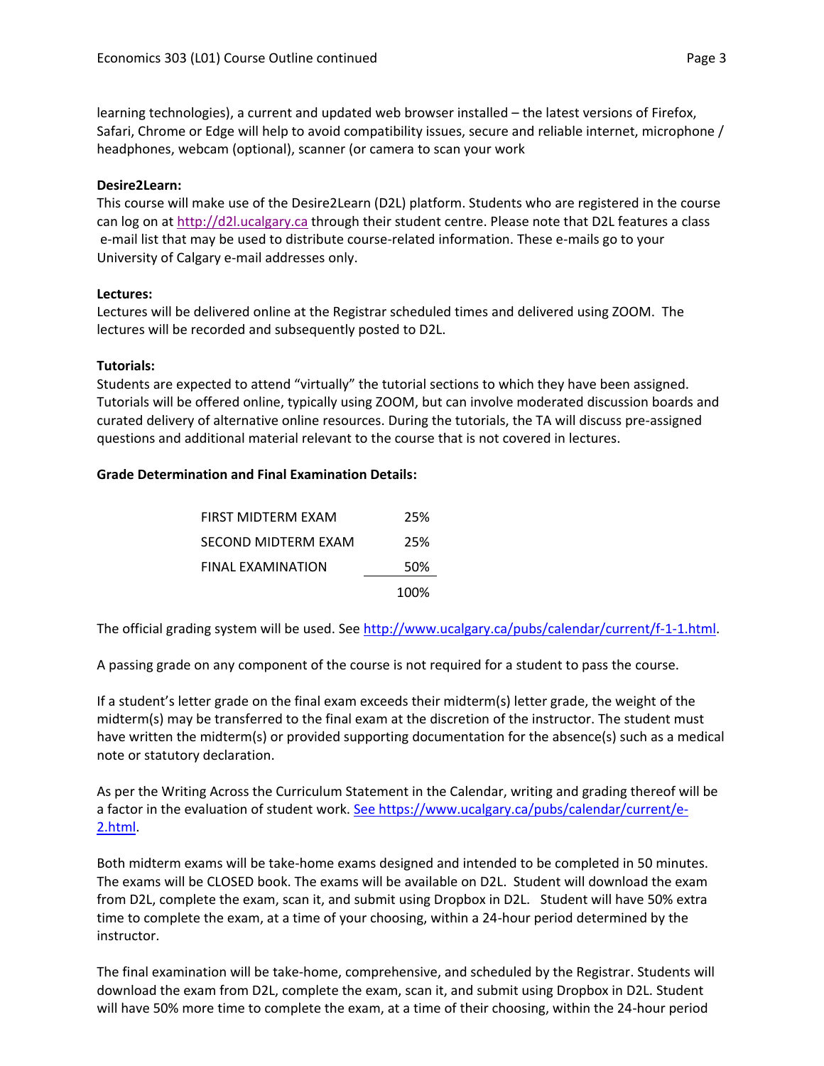learning technologies), a current and updated web browser installed – the latest versions of Firefox, Safari, Chrome or Edge will help to avoid compatibility issues, secure and reliable internet, microphone / headphones, webcam (optional), scanner (or camera to scan your work

**Desire2Learn:**
This course will make use of the Desire2Learn (D2L) platform. Students who are registered in the course can log on at http://d2l.ucalgary.ca through their student centre. Please note that D2L features a class e-mail list that may be used to distribute course-related information. These e-mails go to your University of Calgary e-mail addresses only.

**Lectures:**
Lectures will be delivered online at the Registrar scheduled times and delivered using ZOOM. The lectures will be recorded and subsequently posted to D2L.

**Tutorials:**
Students are expected to attend "virtually" the tutorial sections to which they have been assigned. Tutorials will be offered online, typically using ZOOM, but can involve moderated discussion boards and curated delivery of alternative online resources. During the tutorials, the TA will discuss pre-assigned questions and additional material relevant to the course that is not covered in lectures.

**Grade Determination and Final Examination Details:**

| | |
|---|---|
| FIRST MIDTERM EXAM | 25% |
| SECOND MIDTERM EXAM | 25% |
| FINAL EXAMINATION | 50% |
| | 100% |

The official grading system will be used. See http://www.ucalgary.ca/pubs/calendar/current/f-1-1.html.

A passing grade on any component of the course is not required for a student to pass the course.

If a student's letter grade on the final exam exceeds their midterm(s) letter grade, the weight of the midterm(s) may be transferred to the final exam at the discretion of the instructor. The student must have written the midterm(s) or provided supporting documentation for the absence(s) such as a medical note or statutory declaration.

As per the Writing Across the Curriculum Statement in the Calendar, writing and grading thereof will be a factor in the evaluation of student work. See https://www.ucalgary.ca/pubs/calendar/current/e-2.html.

Both midterm exams will be take-home exams designed and intended to be completed in 50 minutes. The exams will be CLOSED book. The exams will be available on D2L. Student will download the exam from D2L, complete the exam, scan it, and submit using Dropbox in D2L. Student will have 50% extra time to complete the exam, at a time of your choosing, within a 24-hour period determined by the instructor.

The final examination will be take-home, comprehensive, and scheduled by the Registrar. Students will download the exam from D2L, complete the exam, scan it, and submit using Dropbox in D2L. Student will have 50% more time to complete the exam, at a time of their choosing, within the 24-hour period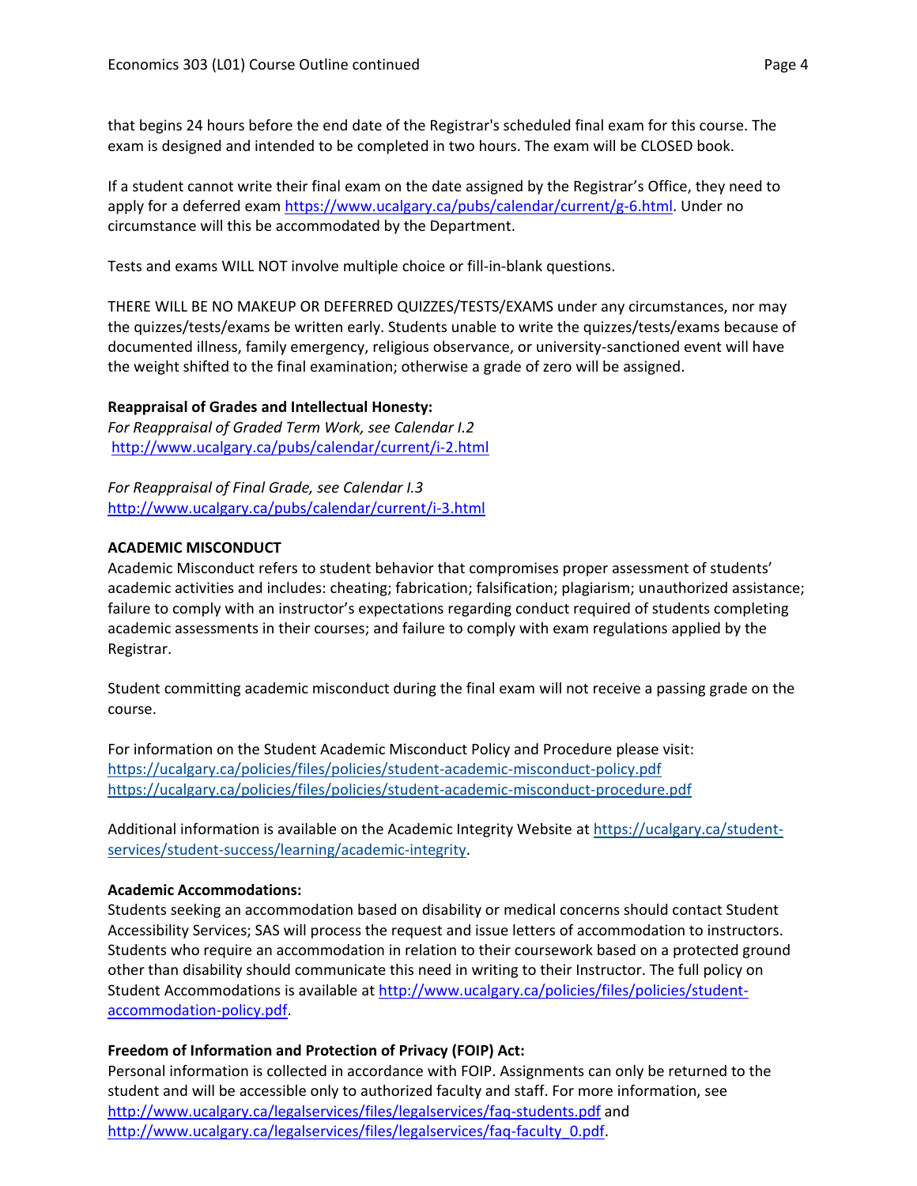that begins 24 hours before the end date of the Registrar's scheduled final exam for this course. The exam is designed and intended to be completed in two hours. The exam will be CLOSED book.

If a student cannot write their final exam on the date assigned by the Registrar's Office, they need to apply for a deferred exam https://www.ucalgary.ca/pubs/calendar/current/g-6.html. Under no circumstance will this be accommodated by the Department.

Tests and exams WILL NOT involve multiple choice or fill-in-blank questions.

THERE WILL BE NO MAKEUP OR DEFERRED QUIZZES/TESTS/EXAMS under any circumstances, nor may the quizzes/tests/exams be written early. Students unable to write the quizzes/tests/exams because of documented illness, family emergency, religious observance, or university-sanctioned event will have the weight shifted to the final examination; otherwise a grade of zero will be assigned.

**Reappraisal of Grades and Intellectual Honesty:**
*For Reappraisal of Graded Term Work, see Calendar I.2*
http://www.ucalgary.ca/pubs/calendar/current/i-2.html

*For Reappraisal of Final Grade, see Calendar I.3*
http://www.ucalgary.ca/pubs/calendar/current/i-3.html

**ACADEMIC MISCONDUCT**
Academic Misconduct refers to student behavior that compromises proper assessment of students' academic activities and includes: cheating; fabrication; falsification; plagiarism; unauthorized assistance; failure to comply with an instructor's expectations regarding conduct required of students completing academic assessments in their courses; and failure to comply with exam regulations applied by the Registrar.

Student committing academic misconduct during the final exam will not receive a passing grade on the course.

For information on the Student Academic Misconduct Policy and Procedure please visit:
https://ucalgary.ca/policies/files/policies/student-academic-misconduct-policy.pdf
https://ucalgary.ca/policies/files/policies/student-academic-misconduct-procedure.pdf

Additional information is available on the Academic Integrity Website at https://ucalgary.ca/student-services/student-success/learning/academic-integrity.

**Academic Accommodations:**
Students seeking an accommodation based on disability or medical concerns should contact Student Accessibility Services; SAS will process the request and issue letters of accommodation to instructors. Students who require an accommodation in relation to their coursework based on a protected ground other than disability should communicate this need in writing to their Instructor. The full policy on Student Accommodations is available at http://www.ucalgary.ca/policies/files/policies/student-accommodation-policy.pdf.

**Freedom of Information and Protection of Privacy (FOIP) Act:**
Personal information is collected in accordance with FOIP. Assignments can only be returned to the student and will be accessible only to authorized faculty and staff. For more information, see http://www.ucalgary.ca/legalservices/files/legalservices/faq-students.pdf and http://www.ucalgary.ca/legalservices/files/legalservices/faq-faculty_0.pdf.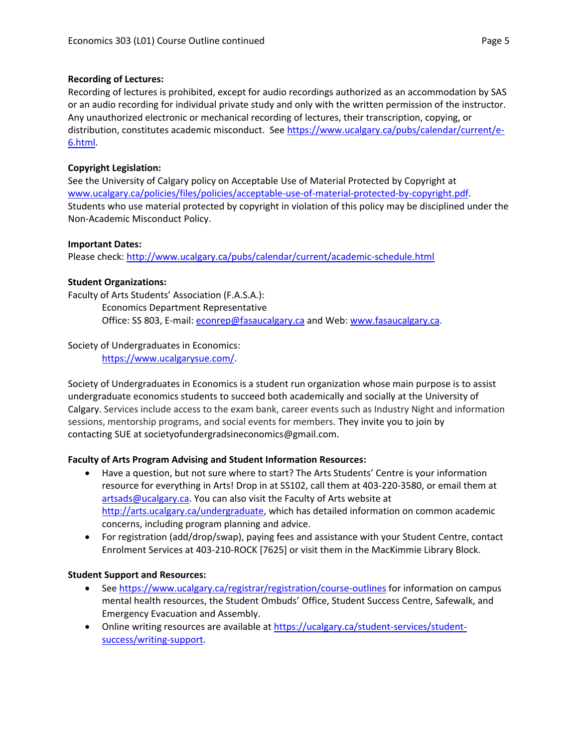**Recording of Lectures:**
Recording of lectures is prohibited, except for audio recordings authorized as an accommodation by SAS or an audio recording for individual private study and only with the written permission of the instructor. Any unauthorized electronic or mechanical recording of lectures, their transcription, copying, or distribution, constitutes academic misconduct. See https://www.ucalgary.ca/pubs/calendar/current/e-6.html.

**Copyright Legislation:**
See the University of Calgary policy on Acceptable Use of Material Protected by Copyright at www.ucalgary.ca/policies/files/policies/acceptable-use-of-material-protected-by-copyright.pdf. Students who use material protected by copyright in violation of this policy may be disciplined under the Non-Academic Misconduct Policy.

**Important Dates:**
Please check: http://www.ucalgary.ca/pubs/calendar/current/academic-schedule.html

**Student Organizations:**
Faculty of Arts Students' Association (F.A.S.A.):

Economics Department Representative
Office: SS 803, E-mail: econrep@fasaucalgary.ca and Web: www.fasaucalgary.ca.

Society of Undergraduates in Economics:

https://www.ucalgarysue.com/.

Society of Undergraduates in Economics is a student run organization whose main purpose is to assist undergraduate economics students to succeed both academically and socially at the University of Calgary. Services include access to the exam bank, career events such as Industry Night and information sessions, mentorship programs, and social events for members. They invite you to join by contacting SUE at societyofundergradsineconomics@gmail.com.

**Faculty of Arts Program Advising and Student Information Resources:**

- Have a question, but not sure where to start? The Arts Students' Centre is your information resource for everything in Arts! Drop in at SS102, call them at 403-220-3580, or email them at artsads@ucalgary.ca. You can also visit the Faculty of Arts website at http://arts.ucalgary.ca/undergraduate, which has detailed information on common academic concerns, including program planning and advice.
- For registration (add/drop/swap), paying fees and assistance with your Student Centre, contact Enrolment Services at 403-210-ROCK [7625] or visit them in the MacKimmie Library Block.

**Student Support and Resources:**

- See https://www.ucalgary.ca/registrar/registration/course-outlines for information on campus mental health resources, the Student Ombuds' Office, Student Success Centre, Safewalk, and Emergency Evacuation and Assembly.
- Online writing resources are available at https://ucalgary.ca/student-services/student-success/writing-support.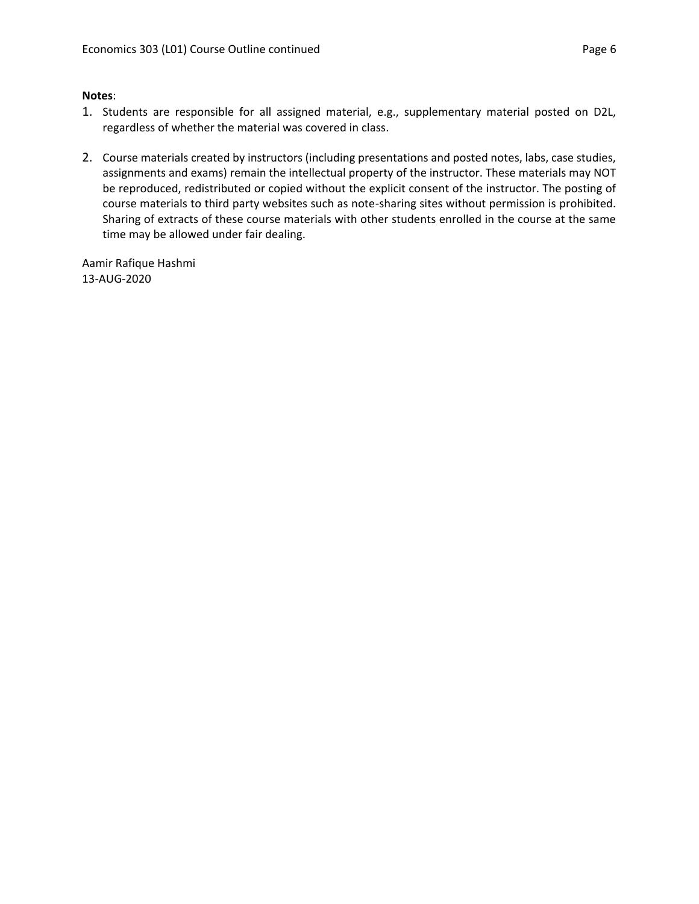**Notes**:

1. Students are responsible for all assigned material, e.g., supplementary material posted on D2L, regardless of whether the material was covered in class.

2. Course materials created by instructors (including presentations and posted notes, labs, case studies, assignments and exams) remain the intellectual property of the instructor. These materials may NOT be reproduced, redistributed or copied without the explicit consent of the instructor. The posting of course materials to third party websites such as note-sharing sites without permission is prohibited. Sharing of extracts of these course materials with other students enrolled in the course at the same time may be allowed under fair dealing.

Aamir Rafique Hashmi
13-AUG-2020